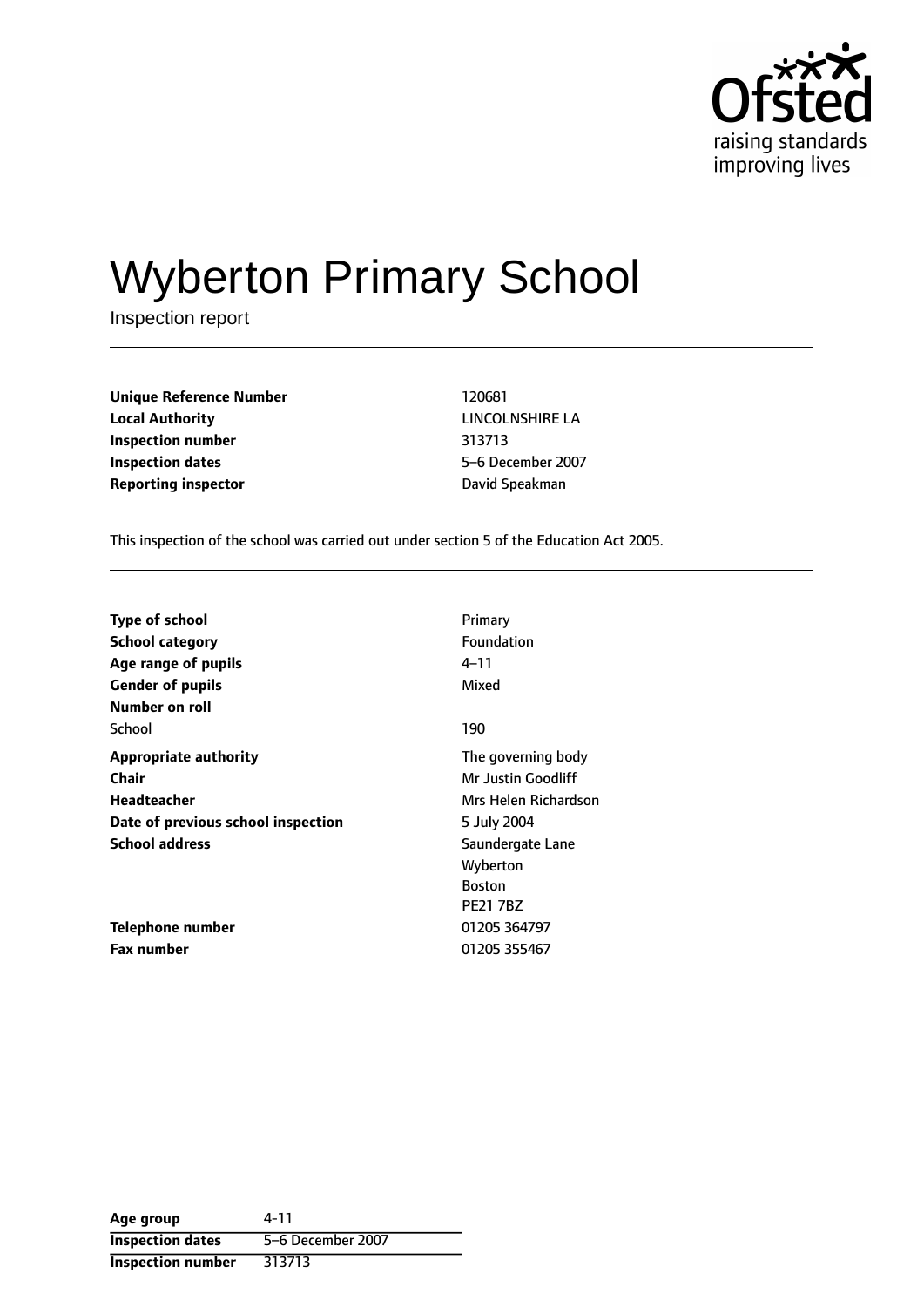Ofsted
raising standards
improving lives

# Wyberton Primary School

Inspection report

| | |
|---|---|
| **Unique Reference Number** | 120681 |
| **Local Authority** | LINCOLNSHIRE LA |
| **Inspection number** | 313713 |
| **Inspection dates** | 5–6 December 2007 |
| **Reporting inspector** | David Speakman |

This inspection of the school was carried out under section 5 of the Education Act 2005.

| | |
|---|---|
| **Type of school** | Primary |
| **School category** | Foundation |
| **Age range of pupils** | 4–11 |
| **Gender of pupils** | Mixed |
| **Number on roll** | |
| School | 190 |
| **Appropriate authority** | The governing body |
| **Chair** | Mr Justin Goodliff |
| **Headteacher** | Mrs Helen Richardson |
| **Date of previous school inspection** | 5 July 2004 |
| **School address** | Saundergate Lane<br>Wyberton<br>Boston<br>PE21 7BZ |
| **Telephone number** | 01205 364797 |
| **Fax number** | 01205 355467 |

| | |
|---|---|
| **Age group** | 4-11 |
| **Inspection dates** | 5–6 December 2007 |
| **Inspection number** | 313713 |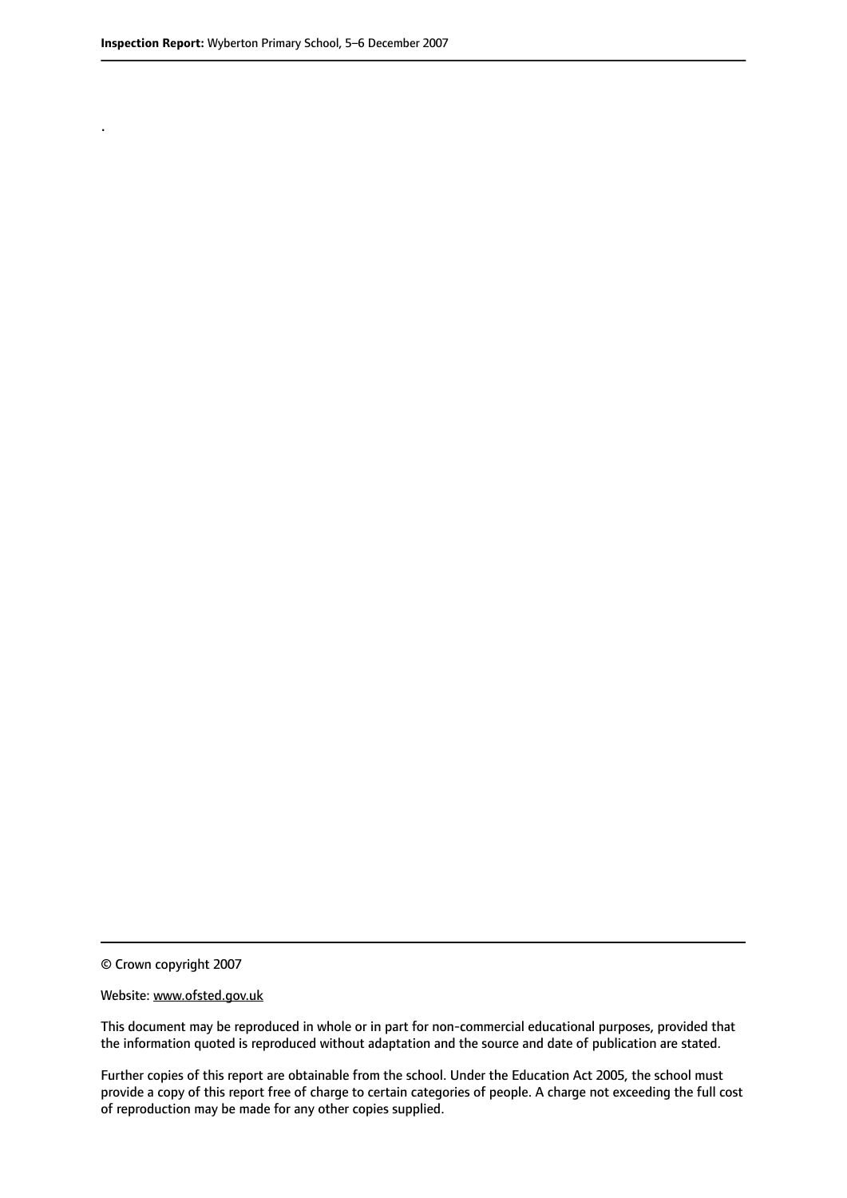.

© Crown copyright 2007

Website: www.ofsted.gov.uk

This document may be reproduced in whole or in part for non-commercial educational purposes, provided that the information quoted is reproduced without adaptation and the source and date of publication are stated.

Further copies of this report are obtainable from the school. Under the Education Act 2005, the school must provide a copy of this report free of charge to certain categories of people. A charge not exceeding the full cost of reproduction may be made for any other copies supplied.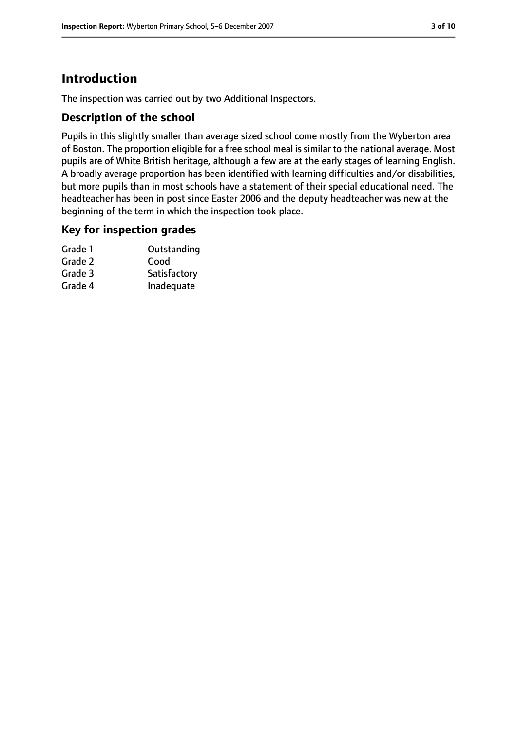# Introduction

The inspection was carried out by two Additional Inspectors.

## Description of the school

Pupils in this slightly smaller than average sized school come mostly from the Wyberton area of Boston. The proportion eligible for a free school meal is similar to the national average. Most pupils are of White British heritage, although a few are at the early stages of learning English. A broadly average proportion has been identified with learning difficulties and/or disabilities, but more pupils than in most schools have a statement of their special educational need. The headteacher has been in post since Easter 2006 and the deputy headteacher was new at the beginning of the term in which the inspection took place.

## Key for inspection grades

| | |
|---|---|
| Grade 1 | Outstanding |
| Grade 2 | Good |
| Grade 3 | Satisfactory |
| Grade 4 | Inadequate |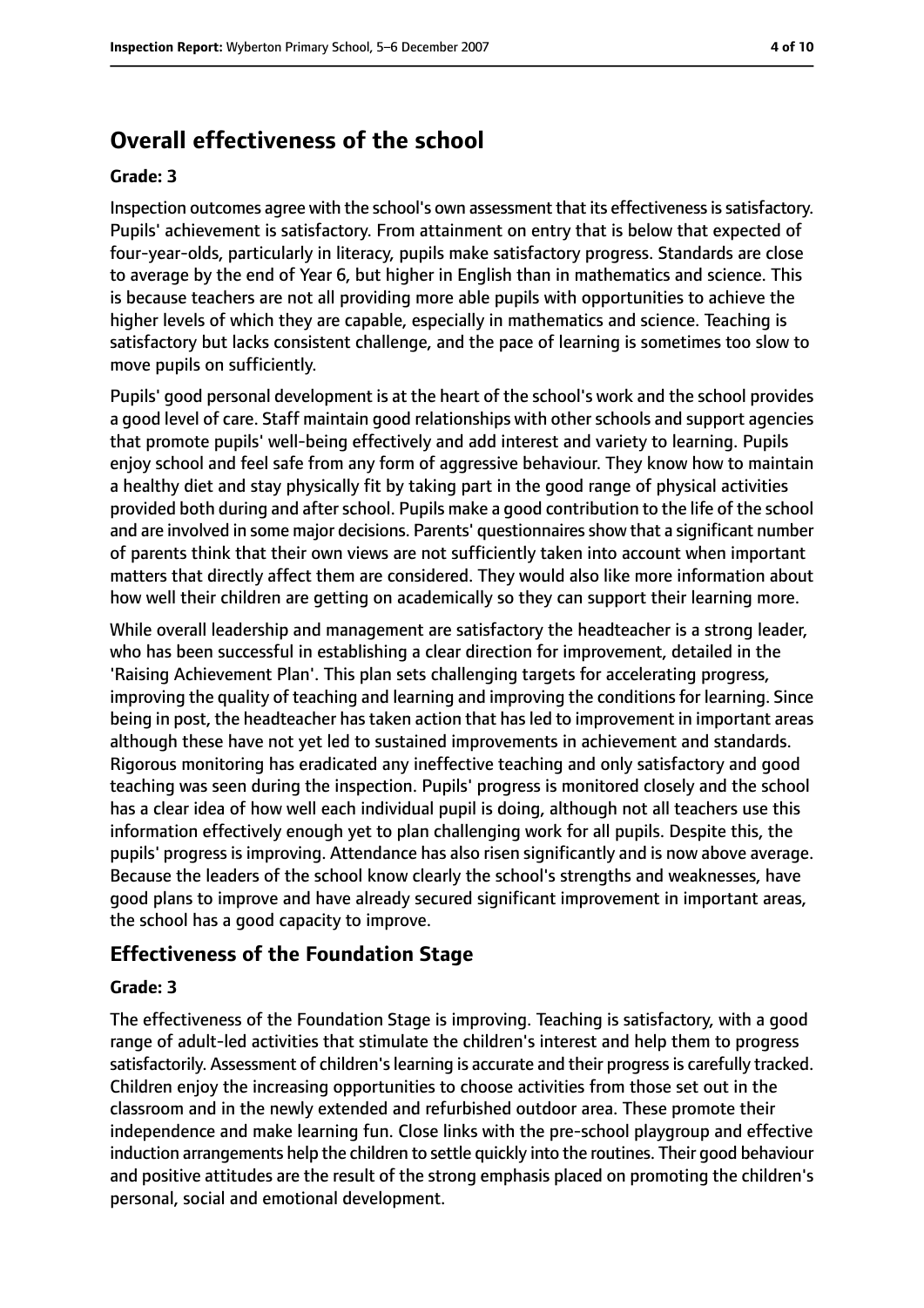# Overall effectiveness of the school

**Grade: 3**

Inspection outcomes agree with the school's own assessment that its effectiveness is satisfactory. Pupils' achievement is satisfactory. From attainment on entry that is below that expected of four-year-olds, particularly in literacy, pupils make satisfactory progress. Standards are close to average by the end of Year 6, but higher in English than in mathematics and science. This is because teachers are not all providing more able pupils with opportunities to achieve the higher levels of which they are capable, especially in mathematics and science. Teaching is satisfactory but lacks consistent challenge, and the pace of learning is sometimes too slow to move pupils on sufficiently.

Pupils' good personal development is at the heart of the school's work and the school provides a good level of care. Staff maintain good relationships with other schools and support agencies that promote pupils' well-being effectively and add interest and variety to learning. Pupils enjoy school and feel safe from any form of aggressive behaviour. They know how to maintain a healthy diet and stay physically fit by taking part in the good range of physical activities provided both during and after school. Pupils make a good contribution to the life of the school and are involved in some major decisions. Parents' questionnaires show that a significant number of parents think that their own views are not sufficiently taken into account when important matters that directly affect them are considered. They would also like more information about how well their children are getting on academically so they can support their learning more.

While overall leadership and management are satisfactory the headteacher is a strong leader, who has been successful in establishing a clear direction for improvement, detailed in the 'Raising Achievement Plan'. This plan sets challenging targets for accelerating progress, improving the quality of teaching and learning and improving the conditions for learning. Since being in post, the headteacher has taken action that has led to improvement in important areas although these have not yet led to sustained improvements in achievement and standards. Rigorous monitoring has eradicated any ineffective teaching and only satisfactory and good teaching was seen during the inspection. Pupils' progress is monitored closely and the school has a clear idea of how well each individual pupil is doing, although not all teachers use this information effectively enough yet to plan challenging work for all pupils. Despite this, the pupils' progress is improving. Attendance has also risen significantly and is now above average. Because the leaders of the school know clearly the school's strengths and weaknesses, have good plans to improve and have already secured significant improvement in important areas, the school has a good capacity to improve.

## Effectiveness of the Foundation Stage

**Grade: 3**

The effectiveness of the Foundation Stage is improving. Teaching is satisfactory, with a good range of adult-led activities that stimulate the children's interest and help them to progress satisfactorily. Assessment of children's learning is accurate and their progress is carefully tracked. Children enjoy the increasing opportunities to choose activities from those set out in the classroom and in the newly extended and refurbished outdoor area. These promote their independence and make learning fun. Close links with the pre-school playgroup and effective induction arrangements help the children to settle quickly into the routines. Their good behaviour and positive attitudes are the result of the strong emphasis placed on promoting the children's personal, social and emotional development.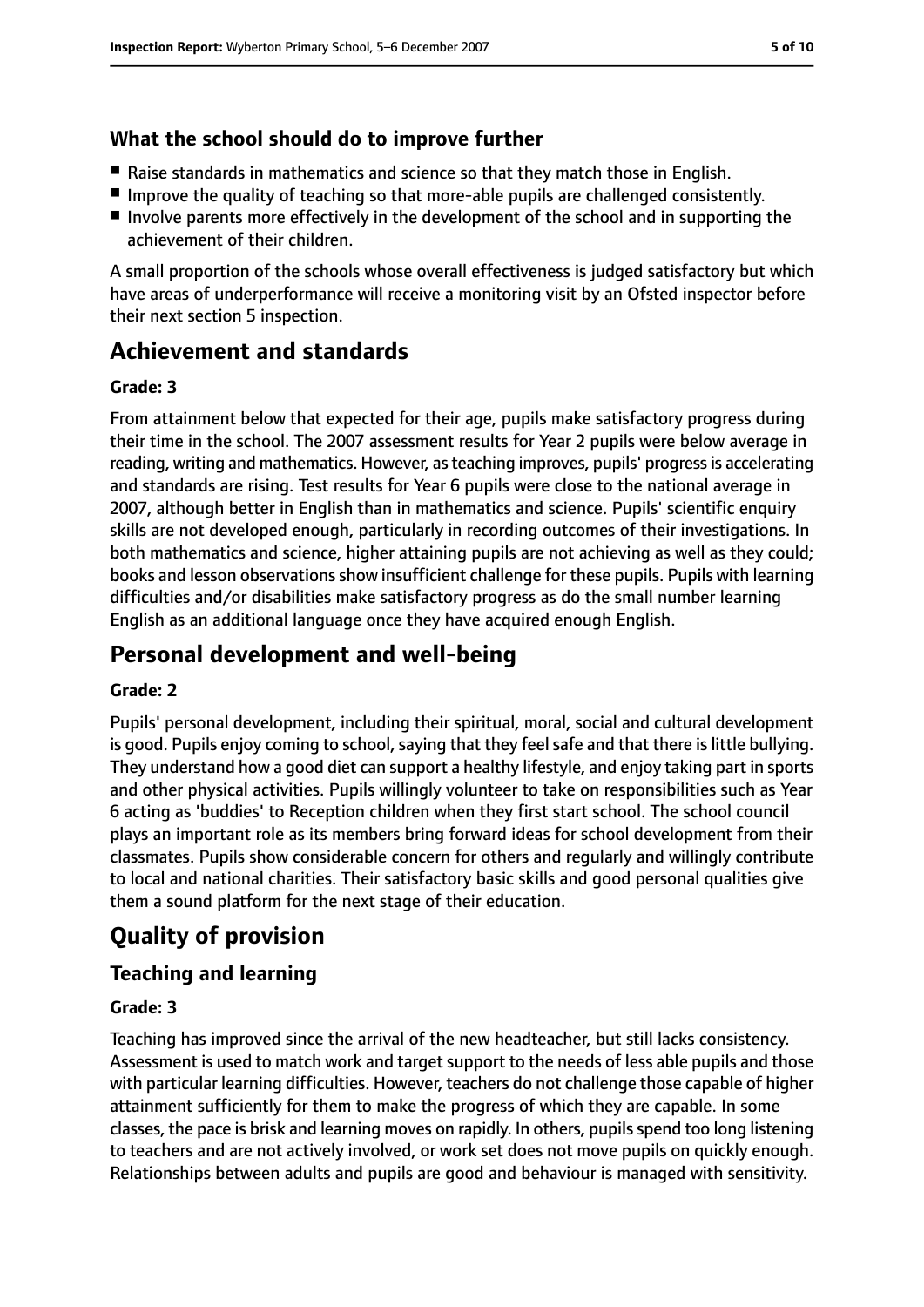### What the school should do to improve further

- Raise standards in mathematics and science so that they match those in English.
- Improve the quality of teaching so that more-able pupils are challenged consistently.
- Involve parents more effectively in the development of the school and in supporting the achievement of their children.

A small proportion of the schools whose overall effectiveness is judged satisfactory but which have areas of underperformance will receive a monitoring visit by an Ofsted inspector before their next section 5 inspection.

## Achievement and standards

**Grade: 3**

From attainment below that expected for their age, pupils make satisfactory progress during their time in the school. The 2007 assessment results for Year 2 pupils were below average in reading, writing and mathematics. However, as teaching improves, pupils' progress is accelerating and standards are rising. Test results for Year 6 pupils were close to the national average in 2007, although better in English than in mathematics and science. Pupils' scientific enquiry skills are not developed enough, particularly in recording outcomes of their investigations. In both mathematics and science, higher attaining pupils are not achieving as well as they could; books and lesson observations show insufficient challenge for these pupils. Pupils with learning difficulties and/or disabilities make satisfactory progress as do the small number learning English as an additional language once they have acquired enough English.

## Personal development and well-being

**Grade: 2**

Pupils' personal development, including their spiritual, moral, social and cultural development is good. Pupils enjoy coming to school, saying that they feel safe and that there is little bullying. They understand how a good diet can support a healthy lifestyle, and enjoy taking part in sports and other physical activities. Pupils willingly volunteer to take on responsibilities such as Year 6 acting as 'buddies' to Reception children when they first start school. The school council plays an important role as its members bring forward ideas for school development from their classmates. Pupils show considerable concern for others and regularly and willingly contribute to local and national charities. Their satisfactory basic skills and good personal qualities give them a sound platform for the next stage of their education.

# Quality of provision

## Teaching and learning

**Grade: 3**

Teaching has improved since the arrival of the new headteacher, but still lacks consistency. Assessment is used to match work and target support to the needs of less able pupils and those with particular learning difficulties. However, teachers do not challenge those capable of higher attainment sufficiently for them to make the progress of which they are capable. In some classes, the pace is brisk and learning moves on rapidly. In others, pupils spend too long listening to teachers and are not actively involved, or work set does not move pupils on quickly enough. Relationships between adults and pupils are good and behaviour is managed with sensitivity.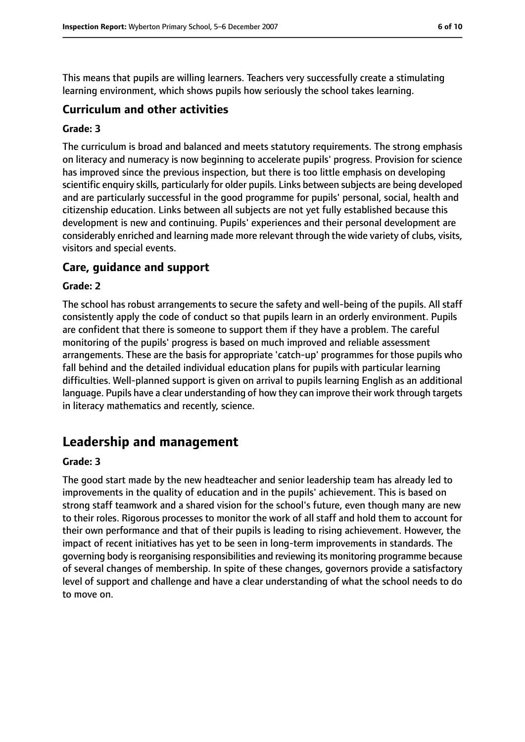This means that pupils are willing learners. Teachers very successfully create a stimulating learning environment, which shows pupils how seriously the school takes learning.

### Curriculum and other activities

#### Grade: 3

The curriculum is broad and balanced and meets statutory requirements. The strong emphasis on literacy and numeracy is now beginning to accelerate pupils' progress. Provision for science has improved since the previous inspection, but there is too little emphasis on developing scientific enquiry skills, particularly for older pupils. Links between subjects are being developed and are particularly successful in the good programme for pupils' personal, social, health and citizenship education. Links between all subjects are not yet fully established because this development is new and continuing. Pupils' experiences and their personal development are considerably enriched and learning made more relevant through the wide variety of clubs, visits, visitors and special events.

### Care, guidance and support

#### Grade: 2

The school has robust arrangements to secure the safety and well-being of the pupils. All staff consistently apply the code of conduct so that pupils learn in an orderly environment. Pupils are confident that there is someone to support them if they have a problem. The careful monitoring of the pupils' progress is based on much improved and reliable assessment arrangements. These are the basis for appropriate 'catch-up' programmes for those pupils who fall behind and the detailed individual education plans for pupils with particular learning difficulties. Well-planned support is given on arrival to pupils learning English as an additional language. Pupils have a clear understanding of how they can improve their work through targets in literacy mathematics and recently, science.

## Leadership and management

#### Grade: 3

The good start made by the new headteacher and senior leadership team has already led to improvements in the quality of education and in the pupils' achievement. This is based on strong staff teamwork and a shared vision for the school's future, even though many are new to their roles. Rigorous processes to monitor the work of all staff and hold them to account for their own performance and that of their pupils is leading to rising achievement. However, the impact of recent initiatives has yet to be seen in long-term improvements in standards. The governing body is reorganising responsibilities and reviewing its monitoring programme because of several changes of membership. In spite of these changes, governors provide a satisfactory level of support and challenge and have a clear understanding of what the school needs to do to move on.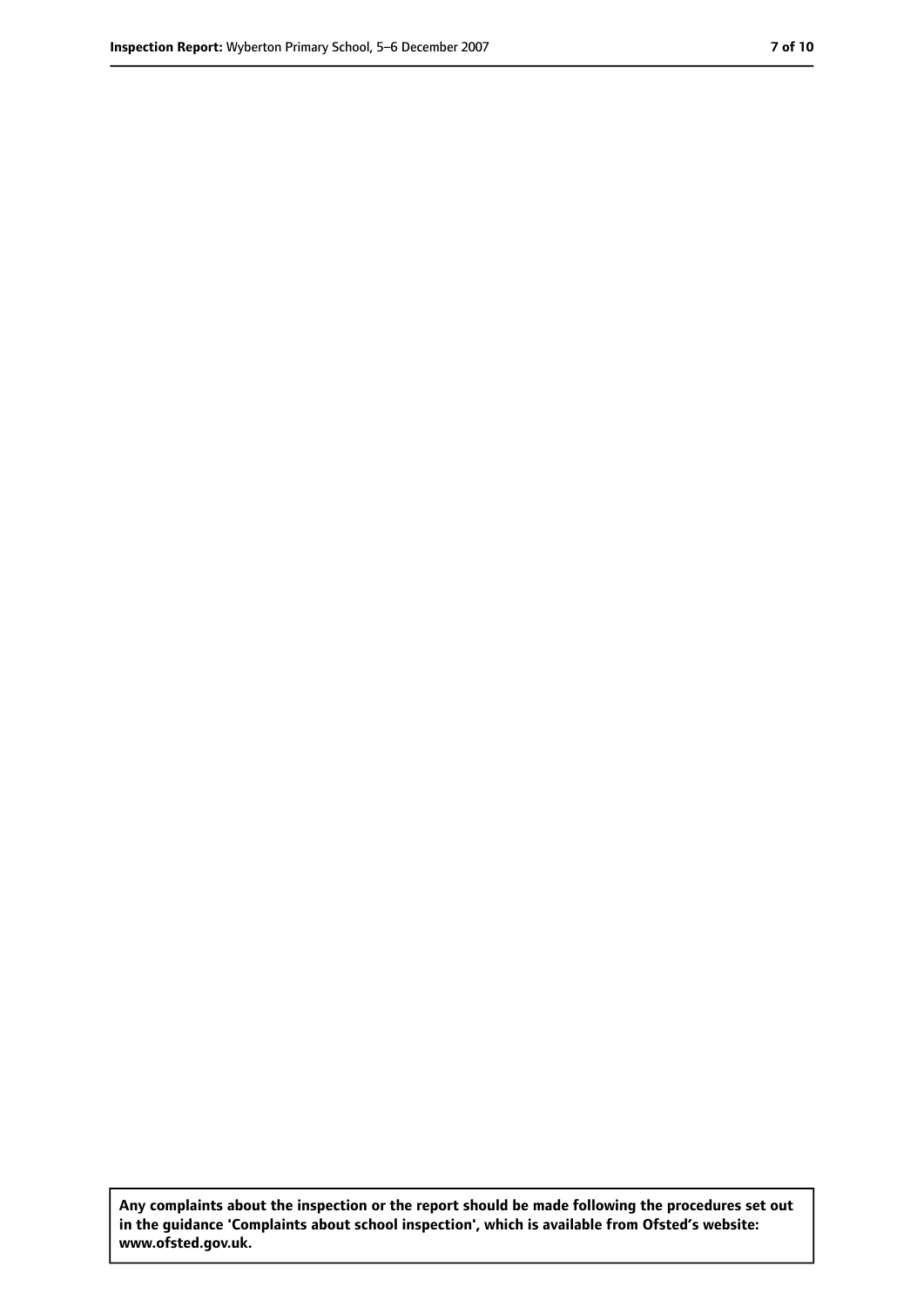**Any complaints about the inspection or the report should be made following the procedures set out in the guidance 'Complaints about school inspection', which is available from Ofsted's website: www.ofsted.gov.uk.**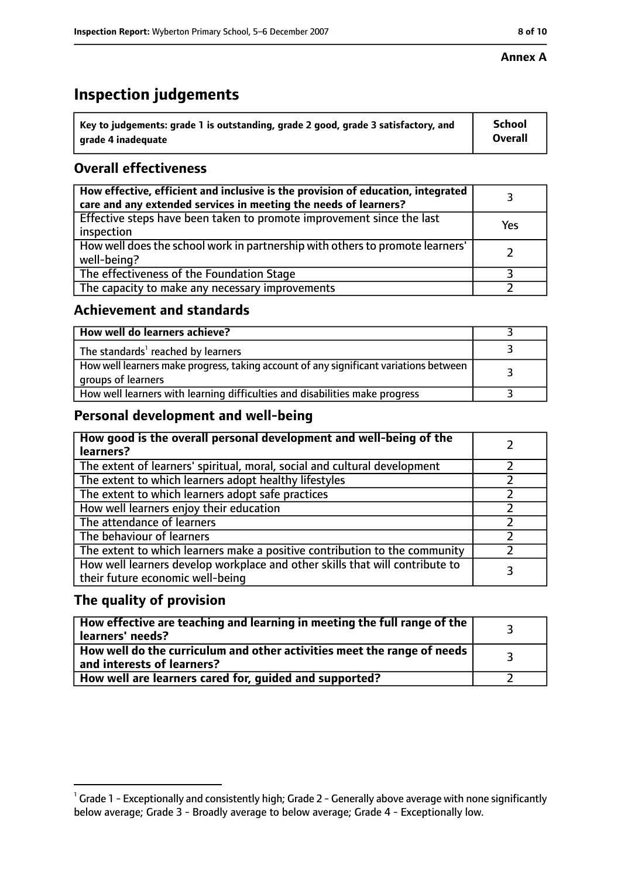**Annex A**

# Inspection judgements

| Key to judgements: grade 1 is outstanding, grade 2 good, grade 3 satisfactory, and grade 4 inadequate | School Overall |
|---|---|

## Overall effectiveness

| | |
|---|---|
| How effective, efficient and inclusive is the provision of education, integrated care and any extended services in meeting the needs of learners? | 3 |
| Effective steps have been taken to promote improvement since the last inspection | Yes |
| How well does the school work in partnership with others to promote learners' well-being? | 2 |
| The effectiveness of the Foundation Stage | 3 |
| The capacity to make any necessary improvements | 2 |

## Achievement and standards

| | |
|---|---|
| **How well do learners achieve?** | 3 |
| The standards[1] reached by learners | 3 |
| How well learners make progress, taking account of any significant variations between groups of learners | 3 |
| How well learners with learning difficulties and disabilities make progress | 3 |

## Personal development and well-being

| | |
|---|---|
| **How good is the overall personal development and well-being of the learners?** | 2 |
| The extent of learners' spiritual, moral, social and cultural development | 2 |
| The extent to which learners adopt healthy lifestyles | 2 |
| The extent to which learners adopt safe practices | 2 |
| How well learners enjoy their education | 2 |
| The attendance of learners | 2 |
| The behaviour of learners | 2 |
| The extent to which learners make a positive contribution to the community | 2 |
| How well learners develop workplace and other skills that will contribute to their future economic well-being | 3 |

## The quality of provision

| | |
|---|---|
| **How effective are teaching and learning in meeting the full range of the learners' needs?** | 3 |
| **How well do the curriculum and other activities meet the range of needs and interests of learners?** | 3 |
| **How well are learners cared for, guided and supported?** | 2 |

[1] Grade 1 - Exceptionally and consistently high; Grade 2 - Generally above average with none significantly below average; Grade 3 - Broadly average to below average; Grade 4 - Exceptionally low.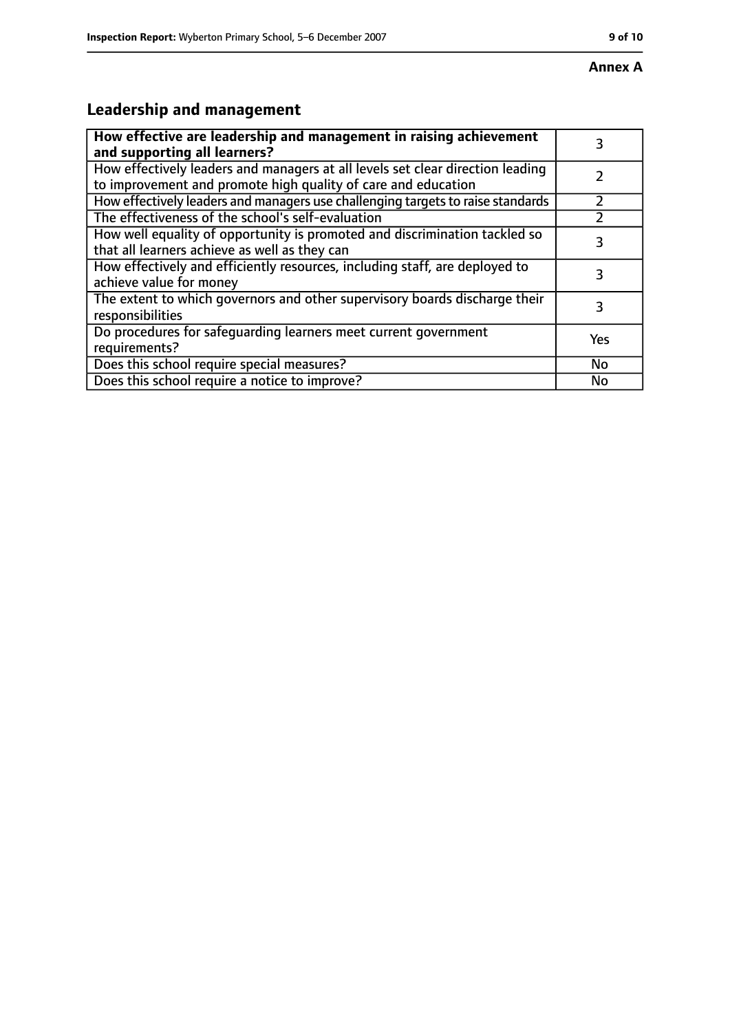**Annex A**

## Leadership and management

| **How effective are leadership and management in raising achievement and supporting all learners?** | 3 |
|---|---|
| How effectively leaders and managers at all levels set clear direction leading to improvement and promote high quality of care and education | 2 |
| How effectively leaders and managers use challenging targets to raise standards | 2 |
| The effectiveness of the school's self-evaluation | 2 |
| How well equality of opportunity is promoted and discrimination tackled so that all learners achieve as well as they can | 3 |
| How effectively and efficiently resources, including staff, are deployed to achieve value for money | 3 |
| The extent to which governors and other supervisory boards discharge their responsibilities | 3 |
| Do procedures for safeguarding learners meet current government requirements? | Yes |
| Does this school require special measures? | No |
| Does this school require a notice to improve? | No |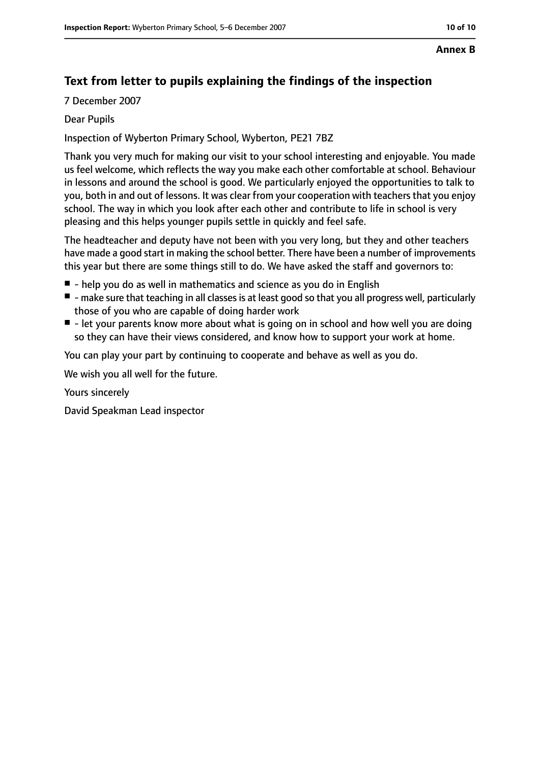Annex B

## Text from letter to pupils explaining the findings of the inspection

7 December 2007

Dear Pupils

Inspection of Wyberton Primary School, Wyberton, PE21 7BZ

Thank you very much for making our visit to your school interesting and enjoyable. You made us feel welcome, which reflects the way you make each other comfortable at school. Behaviour in lessons and around the school is good. We particularly enjoyed the opportunities to talk to you, both in and out of lessons. It was clear from your cooperation with teachers that you enjoy school. The way in which you look after each other and contribute to life in school is very pleasing and this helps younger pupils settle in quickly and feel safe.

The headteacher and deputy have not been with you very long, but they and other teachers have made a good start in making the school better. There have been a number of improvements this year but there are some things still to do. We have asked the staff and governors to:

- - help you do as well in mathematics and science as you do in English
- - make sure that teaching in all classes is at least good so that you all progress well, particularly those of you who are capable of doing harder work
- - let your parents know more about what is going on in school and how well you are doing so they can have their views considered, and know how to support your work at home.

You can play your part by continuing to cooperate and behave as well as you do.

We wish you all well for the future.

Yours sincerely

David Speakman Lead inspector